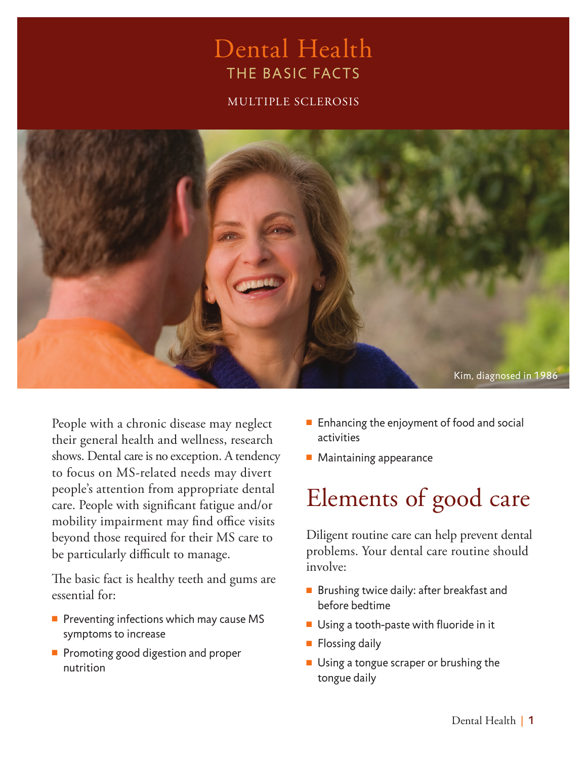# Dental Health

## THE BASIC FACTS

MULTIPLE SCLEROSIS

Kim, diagnosed in 1986

People with a chronic disease may neglect their general health and wellness, research shows. Dental care is no exception. A tendency to focus on MS-related needs may divert people's attention from appropriate dental care. People with significant fatigue and/or mobility impairment may find office visits beyond those required for their MS care to be particularly difficult to manage.

The basic fact is healthy teeth and gums are essential for:

- Preventing infections which may cause MS symptoms to increase
- Promoting good digestion and proper nutrition
- Enhancing the enjoyment of food and social activities
- Maintaining appearance

## Elements of good care

Diligent routine care can help prevent dental problems. Your dental care routine should involve:

- Brushing twice daily: after breakfast and before bedtime
- Using a tooth-paste with fluoride in it
- Flossing daily
- Using a tongue scraper or brushing the tongue daily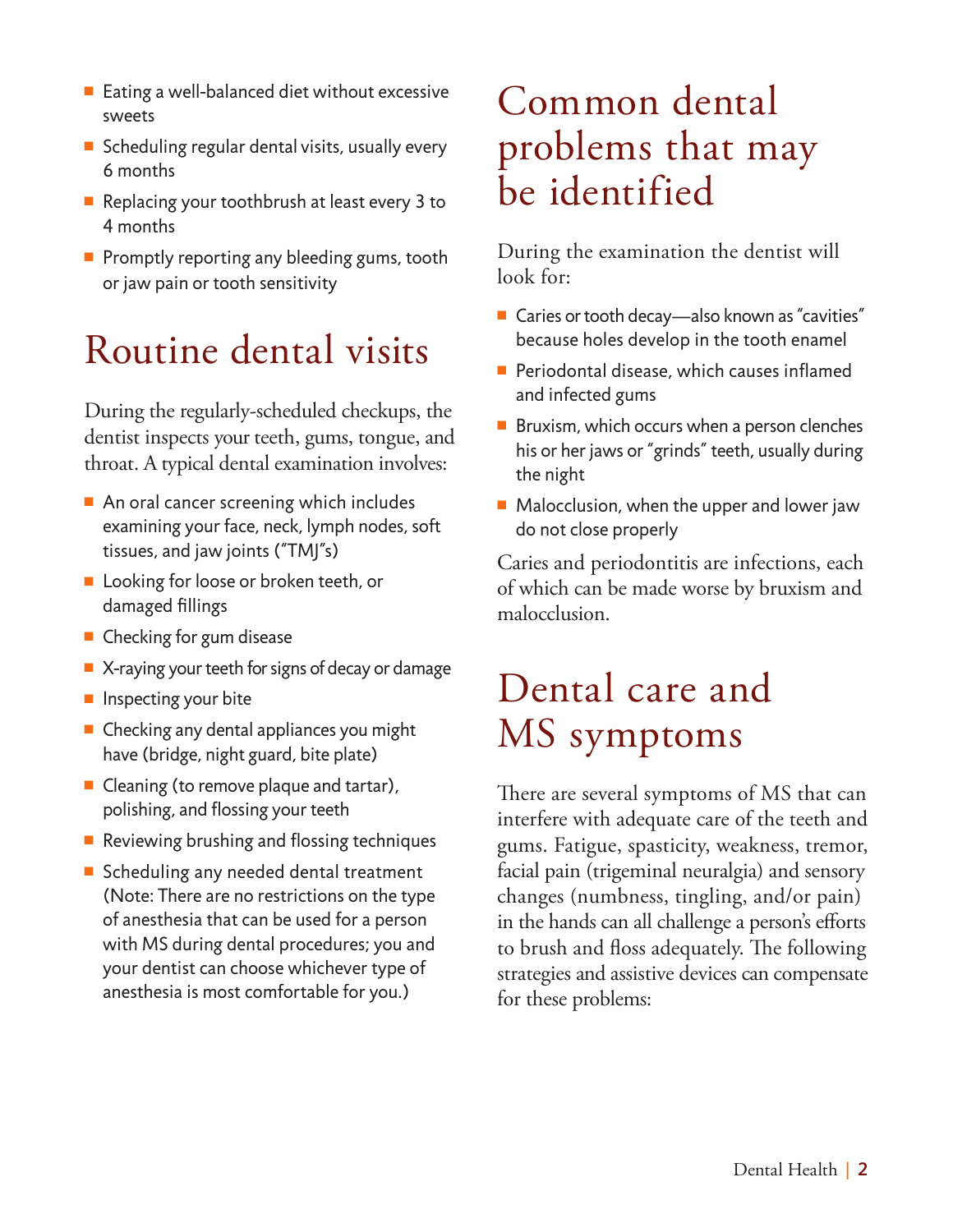- Eating a well-balanced diet without excessive sweets
- Scheduling regular dental visits, usually every 6 months
- Replacing your toothbrush at least every 3 to 4 months
- Promptly reporting any bleeding gums, tooth or jaw pain or tooth sensitivity

# Routine dental visits

During the regularly-scheduled checkups, the dentist inspects your teeth, gums, tongue, and throat. A typical dental examination involves:

- An oral cancer screening which includes examining your face, neck, lymph nodes, soft tissues, and jaw joints ("TMJ"s)
- Looking for loose or broken teeth, or damaged fillings
- Checking for gum disease
- X-raying your teeth for signs of decay or damage
- Inspecting your bite
- Checking any dental appliances you might have (bridge, night guard, bite plate)
- Cleaning (to remove plaque and tartar), polishing, and flossing your teeth
- Reviewing brushing and flossing techniques
- Scheduling any needed dental treatment (Note: There are no restrictions on the type of anesthesia that can be used for a person with MS during dental procedures; you and your dentist can choose whichever type of anesthesia is most comfortable for you.)

# Common dental problems that may be identified

During the examination the dentist will look for:

- Caries or tooth decay—also known as "cavities" because holes develop in the tooth enamel
- Periodontal disease, which causes inflamed and infected gums
- Bruxism, which occurs when a person clenches his or her jaws or "grinds" teeth, usually during the night
- Malocclusion, when the upper and lower jaw do not close properly

Caries and periodontitis are infections, each of which can be made worse by bruxism and malocclusion.

# Dental care and MS symptoms

There are several symptoms of MS that can interfere with adequate care of the teeth and gums. Fatigue, spasticity, weakness, tremor, facial pain (trigeminal neuralgia) and sensory changes (numbness, tingling, and/or pain) in the hands can all challenge a person's efforts to brush and floss adequately. The following strategies and assistive devices can compensate for these problems: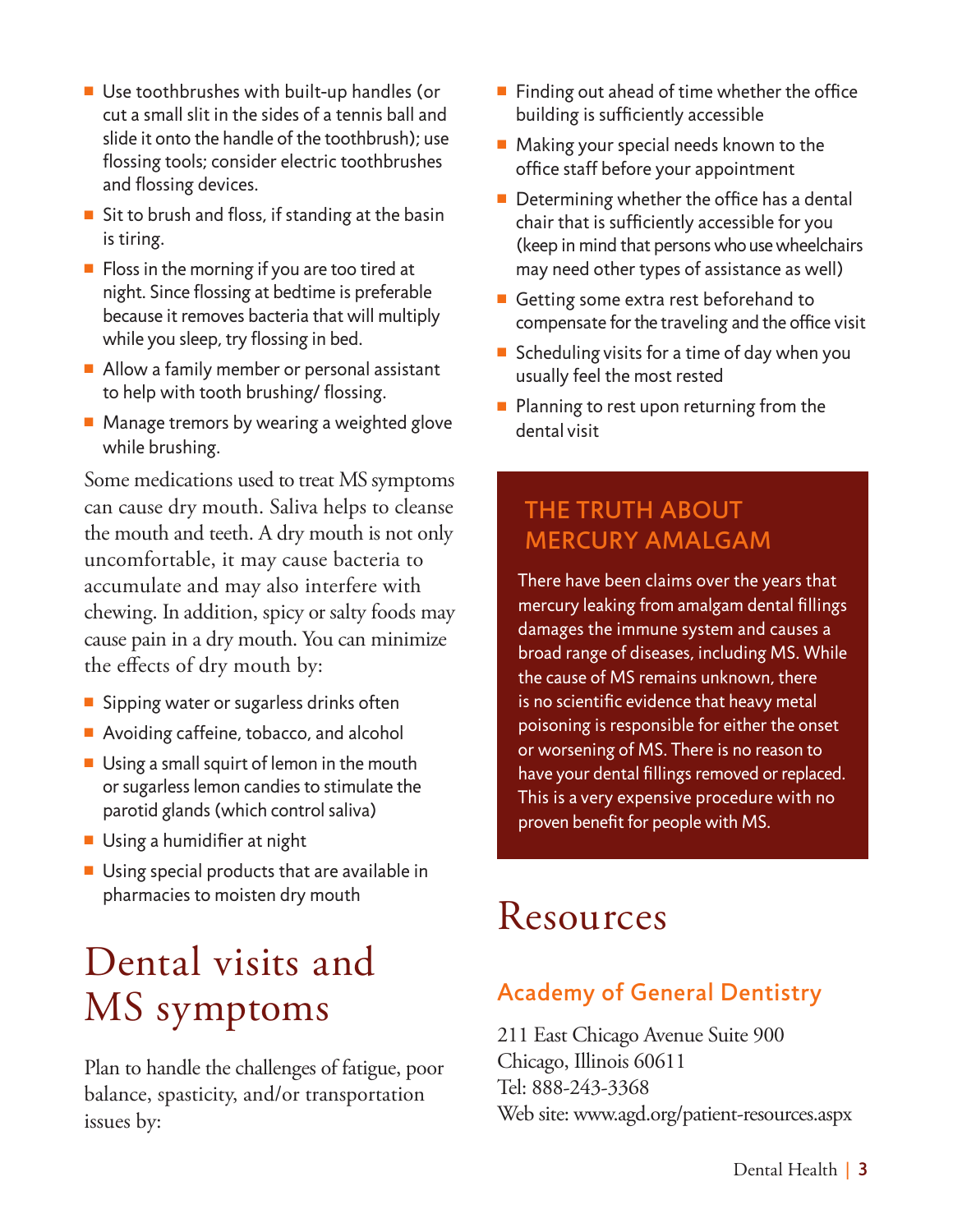- Use toothbrushes with built-up handles (or cut a small slit in the sides of a tennis ball and slide it onto the handle of the toothbrush); use flossing tools; consider electric toothbrushes and flossing devices.
- Sit to brush and floss, if standing at the basin is tiring.
- Floss in the morning if you are too tired at night. Since flossing at bedtime is preferable because it removes bacteria that will multiply while you sleep, try flossing in bed.
- Allow a family member or personal assistant to help with tooth brushing/ flossing.
- Manage tremors by wearing a weighted glove while brushing.

Some medications used to treat MS symptoms can cause dry mouth. Saliva helps to cleanse the mouth and teeth. A dry mouth is not only uncomfortable, it may cause bacteria to accumulate and may also interfere with chewing. In addition, spicy or salty foods may cause pain in a dry mouth. You can minimize the effects of dry mouth by:

- Sipping water or sugarless drinks often
- Avoiding caffeine, tobacco, and alcohol
- Using a small squirt of lemon in the mouth or sugarless lemon candies to stimulate the parotid glands (which control saliva)
- Using a humidifier at night
- Using special products that are available in pharmacies to moisten dry mouth

# Dental visits and MS symptoms

Plan to handle the challenges of fatigue, poor balance, spasticity, and/or transportation issues by:

- Finding out ahead of time whether the office building is sufficiently accessible
- Making your special needs known to the office staff before your appointment
- Determining whether the office has a dental chair that is sufficiently accessible for you (keep in mind that persons who use wheelchairs may need other types of assistance as well)
- Getting some extra rest beforehand to compensate for the traveling and the office visit
- Scheduling visits for a time of day when you usually feel the most rested
- Planning to rest upon returning from the dental visit

## THE TRUTH ABOUT MERCURY AMALGAM

There have been claims over the years that mercury leaking from amalgam dental fillings damages the immune system and causes a broad range of diseases, including MS. While the cause of MS remains unknown, there is no scientific evidence that heavy metal poisoning is responsible for either the onset or worsening of MS. There is no reason to have your dental fillings removed or replaced. This is a very expensive procedure with no proven benefit for people with MS.

# Resources

## Academy of General Dentistry

211 East Chicago Avenue Suite 900
Chicago, Illinois 60611
Tel: 888-243-3368
Web site: www.agd.org/patient-resources.aspx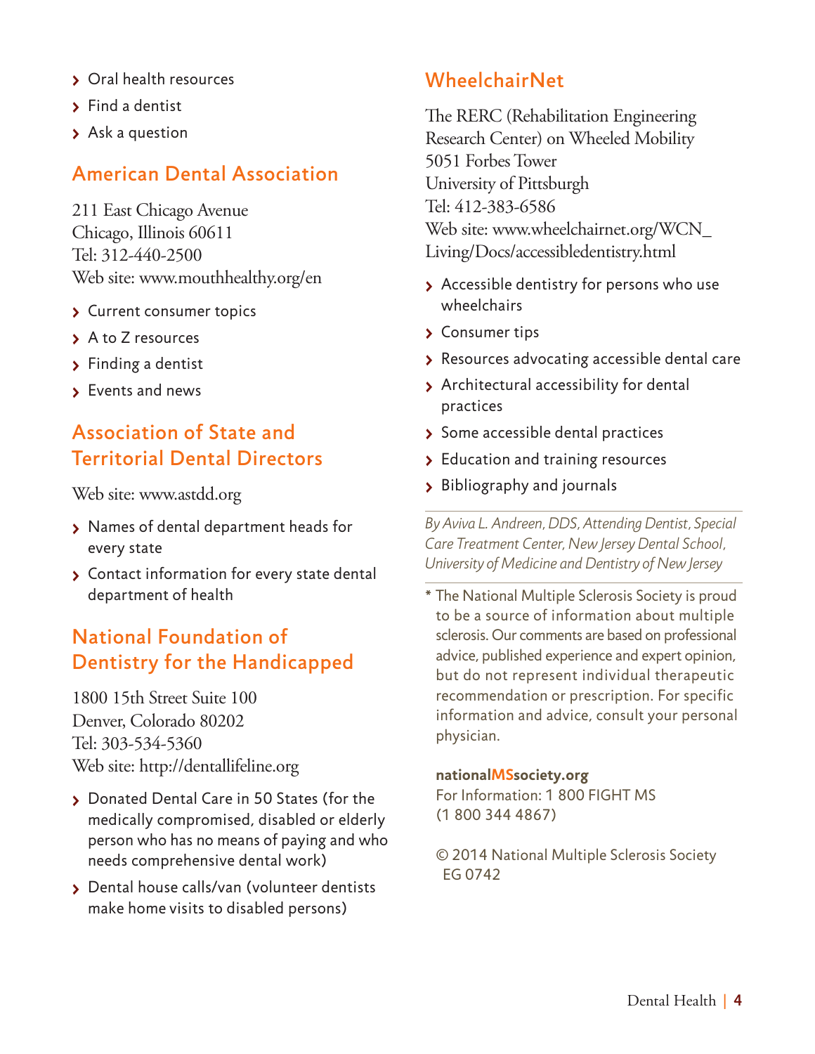- Oral health resources
- Find a dentist
- Ask a question

## American Dental Association

211 East Chicago Avenue
Chicago, Illinois 60611
Tel: 312-440-2500
Web site: www.mouthhealthy.org/en

- Current consumer topics
- A to Z resources
- Finding a dentist
- Events and news

## Association of State and Territorial Dental Directors

Web site: www.astdd.org

- Names of dental department heads for every state
- Contact information for every state dental department of health

## National Foundation of Dentistry for the Handicapped

1800 15th Street Suite 100
Denver, Colorado 80202
Tel: 303-534-5360
Web site: http://dentallifeline.org

- Donated Dental Care in 50 States (for the medically compromised, disabled or elderly person who has no means of paying and who needs comprehensive dental work)
- Dental house calls/van (volunteer dentists make home visits to disabled persons)

## WheelchairNet

The RERC (Rehabilitation Engineering Research Center) on Wheeled Mobility
5051 Forbes Tower
University of Pittsburgh
Tel: 412-383-6586
Web site: www.wheelchairnet.org/WCN_Living/Docs/accessibledentistry.html

- Accessible dentistry for persons who use wheelchairs
- Consumer tips
- Resources advocating accessible dental care
- Architectural accessibility for dental practices
- Some accessible dental practices
- Education and training resources
- Bibliography and journals

---

*By Aviva L. Andreen, DDS, Attending Dentist, Special Care Treatment Center, New Jersey Dental School, University of Medicine and Dentistry of New Jersey*

---

* The National Multiple Sclerosis Society is proud to be a source of information about multiple sclerosis. Our comments are based on professional advice, published experience and expert opinion, but do not represent individual therapeutic recommendation or prescription. For specific information and advice, consult your personal physician.

**nationalMSsociety.org**
For Information: 1 800 FIGHT MS
(1 800 344 4867)

© 2014 National Multiple Sclerosis Society
EG 0742